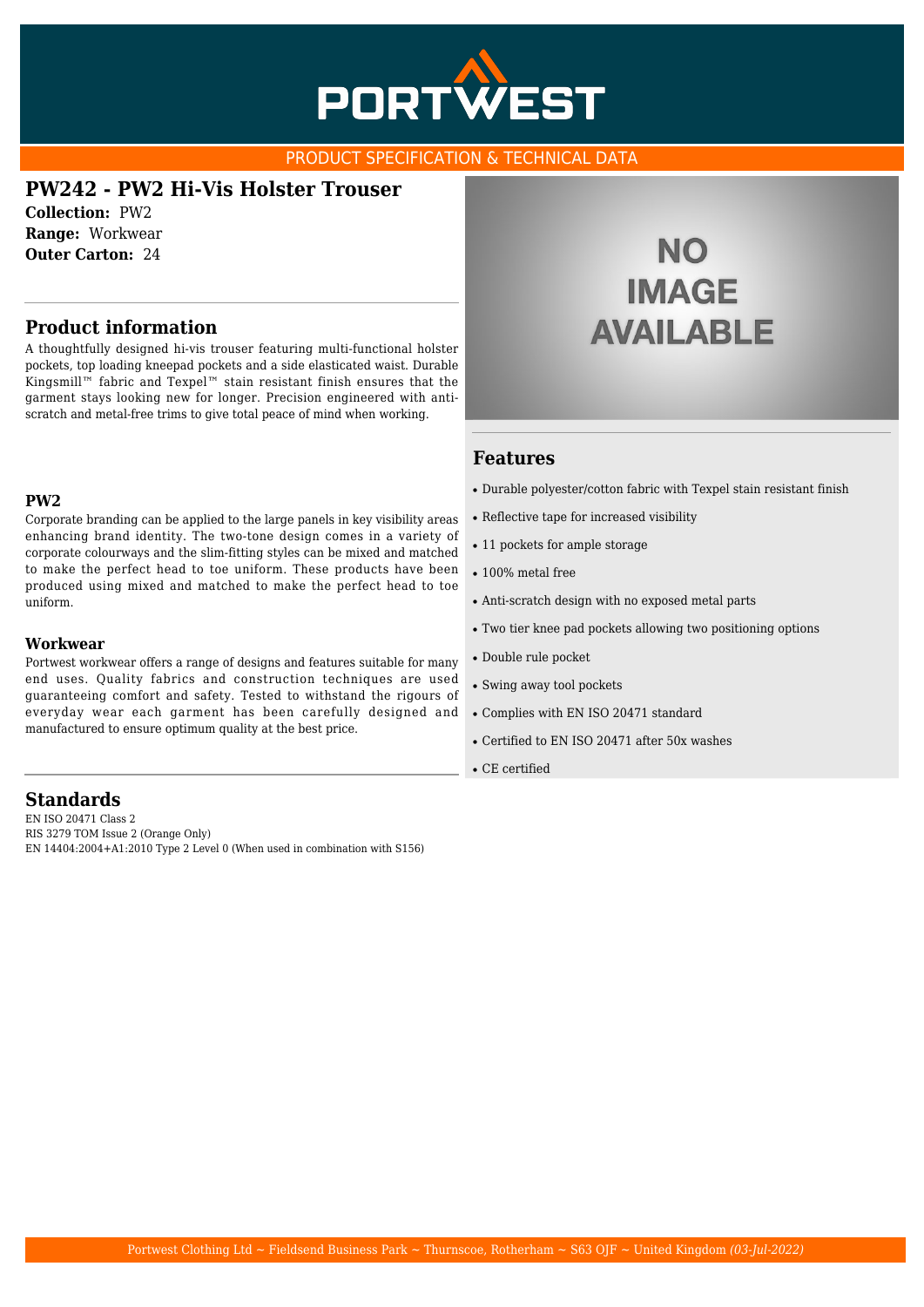PRODUCT SPECIFICATION & TECHNICAL DATA

# PW242 - PW2 Hi-Vis Holster Trouser

**Collection:** PW2
**Range:** Workwear
**Outer Carton:** 24

## Product information

A thoughtfully designed hi-vis trouser featuring multi-functional holster pockets, top loading kneepad pockets and a side elasticated waist. Durable Kingsmill™ fabric and Texpel™ stain resistant finish ensures that the garment stays looking new for longer. Precision engineered with anti-scratch and metal-free trims to give total peace of mind when working.

### PW2

Corporate branding can be applied to the large panels in key visibility areas enhancing brand identity. The two-tone design comes in a variety of corporate colourways and the slim-fitting styles can be mixed and matched to make the perfect head to toe uniform. These products have been produced using mixed and matched to make the perfect head to toe uniform.

### Workwear

Portwest workwear offers a range of designs and features suitable for many end uses. Quality fabrics and construction techniques are used guaranteeing comfort and safety. Tested to withstand the rigours of everyday wear each garment has been carefully designed and manufactured to ensure optimum quality at the best price.

## Features

- Durable polyester/cotton fabric with Texpel stain resistant finish
- Reflective tape for increased visibility
- 11 pockets for ample storage
- 100% metal free
- Anti-scratch design with no exposed metal parts
- Two tier knee pad pockets allowing two positioning options
- Double rule pocket
- Swing away tool pockets
- Complies with EN ISO 20471 standard
- Certified to EN ISO 20471 after 50x washes
- CE certified

## Standards

EN ISO 20471 Class 2
RIS 3279 TOM Issue 2 (Orange Only)
EN 14404:2004+A1:2010 Type 2 Level 0 (When used in combination with S156)

Portwest Clothing Ltd ~ Fieldsend Business Park ~ Thurnscoe, Rotherham ~ S63 0JF ~ United Kingdom *(03-Jul-2022)*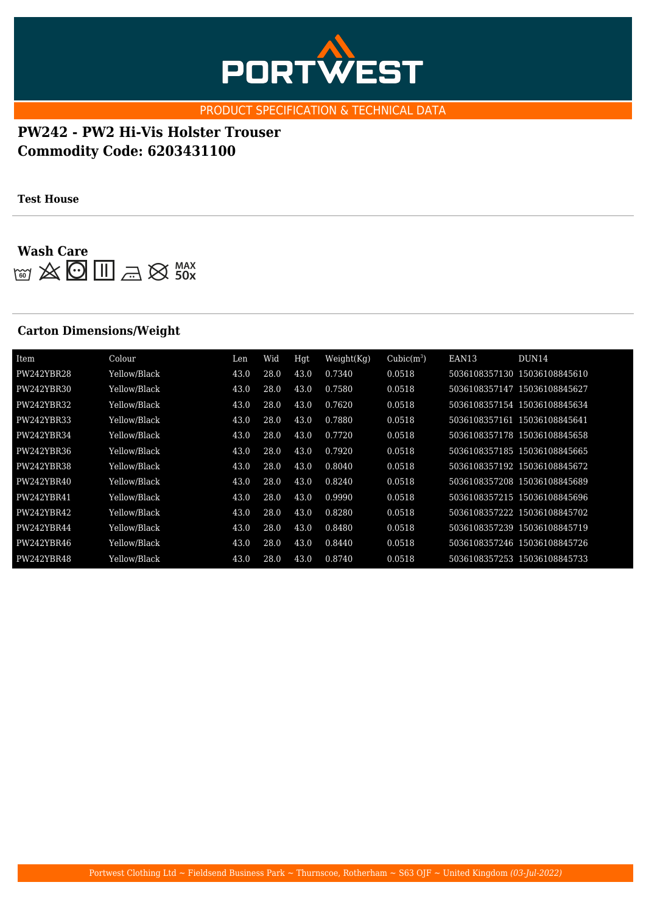PORTWEST

PRODUCT SPECIFICATION & TECHNICAL DATA

## PW242 - PW2 Hi-Vis Holster Trouser
## Commodity Code: 6203431100

### Test House

### Wash Care

MAX 50x

### Carton Dimensions/Weight

| Item | Colour | Len | Wid | Hgt | Weight(Kg) | Cubic($m^3$) | EAN13 | DUN14 |
|---|---|---|---|---|---|---|---|---|
| PW242YBR28 | Yellow/Black | 43.0 | 28.0 | 43.0 | 0.7340 | 0.0518 | 5036108357130 | 15036108845610 |
| PW242YBR30 | Yellow/Black | 43.0 | 28.0 | 43.0 | 0.7580 | 0.0518 | 5036108357147 | 15036108845627 |
| PW242YBR32 | Yellow/Black | 43.0 | 28.0 | 43.0 | 0.7620 | 0.0518 | 5036108357154 | 15036108845634 |
| PW242YBR33 | Yellow/Black | 43.0 | 28.0 | 43.0 | 0.7880 | 0.0518 | 5036108357161 | 15036108845641 |
| PW242YBR34 | Yellow/Black | 43.0 | 28.0 | 43.0 | 0.7720 | 0.0518 | 5036108357178 | 15036108845658 |
| PW242YBR36 | Yellow/Black | 43.0 | 28.0 | 43.0 | 0.7920 | 0.0518 | 5036108357185 | 15036108845665 |
| PW242YBR38 | Yellow/Black | 43.0 | 28.0 | 43.0 | 0.8040 | 0.0518 | 5036108357192 | 15036108845672 |
| PW242YBR40 | Yellow/Black | 43.0 | 28.0 | 43.0 | 0.8240 | 0.0518 | 5036108357208 | 15036108845689 |
| PW242YBR41 | Yellow/Black | 43.0 | 28.0 | 43.0 | 0.9990 | 0.0518 | 5036108357215 | 15036108845696 |
| PW242YBR42 | Yellow/Black | 43.0 | 28.0 | 43.0 | 0.8280 | 0.0518 | 5036108357222 | 15036108845702 |
| PW242YBR44 | Yellow/Black | 43.0 | 28.0 | 43.0 | 0.8480 | 0.0518 | 5036108357239 | 15036108845719 |
| PW242YBR46 | Yellow/Black | 43.0 | 28.0 | 43.0 | 0.8440 | 0.0518 | 5036108357246 | 15036108845726 |
| PW242YBR48 | Yellow/Black | 43.0 | 28.0 | 43.0 | 0.8740 | 0.0518 | 5036108357253 | 15036108845733 |

Portwest Clothing Ltd ~ Fieldsend Business Park ~ Thurnscoe, Rotherham ~ S63 0JF ~ United Kingdom *(03-Jul-2022)*